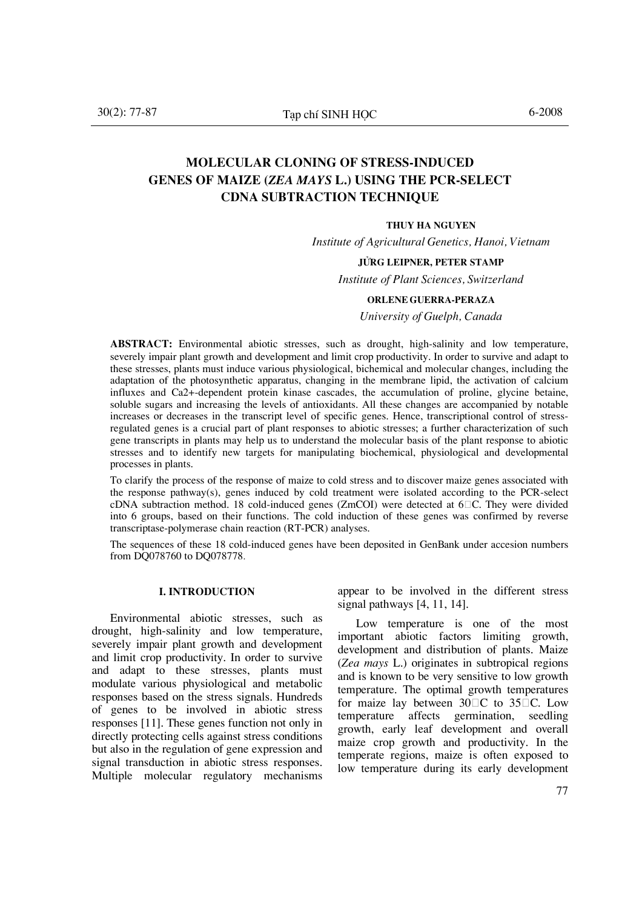# MOLECULAR CLONING OF STRESS-INDUCED GENES OF MAIZE (*ZEA MAYS* L.) USING THE PCR-SELECT CDNA SUBTRACTION TECHNIQUE

**THUY HA NGUYEN**

*Institute of Agricultural Genetics, Hanoi, Vietnam*

**JỬRG LEIPNER, PETER STAMP**

*Institute of Plant Sciences, Switzerland*

**ORLENE GUERRA-PERAZA**

*University of Guelph, Canada*

**ABSTRACT:** Environmental abiotic stresses, such as drought, high-salinity and low temperature, severely impair plant growth and development and limit crop productivity. In order to survive and adapt to these stresses, plants must induce various physiological, bichemical and molecular changes, including the adaptation of the photosynthetic apparatus, changing in the membrane lipid, the activation of calcium influxes and Ca2+-dependent protein kinase cascades, the accumulation of proline, glycine betaine, soluble sugars and increasing the levels of antioxidants. All these changes are accompanied by notable increases or decreases in the transcript level of specific genes. Hence, transcriptional control of stress-regulated genes is a crucial part of plant responses to abiotic stresses; a further characterization of such gene transcripts in plants may help us to understand the molecular basis of the plant response to abiotic stresses and to identify new targets for manipulating biochemical, physiological and developmental processes in plants.

To clarify the process of the response of maize to cold stress and to discover maize genes associated with the response pathway(s), genes induced by cold treatment were isolated according to the PCR-select cDNA subtraction method. 18 cold-induced genes (ZmCOI) were detected at 6°C. They were divided into 6 groups, based on their functions. The cold induction of these genes was confirmed by reverse transcriptase-polymerase chain reaction (RT-PCR) analyses.

The sequences of these 18 cold-induced genes have been deposited in GenBank under accesion numbers from DQ078760 to DQ078778.

## I. INTRODUCTION

Environmental abiotic stresses, such as drought, high-salinity and low temperature, severely impair plant growth and development and limit crop productivity. In order to survive and adapt to these stresses, plants must modulate various physiological and metabolic responses based on the stress signals. Hundreds of genes to be involved in abiotic stress responses [11]. These genes function not only in directly protecting cells against stress conditions but also in the regulation of gene expression and signal transduction in abiotic stress responses. Multiple molecular regulatory mechanisms appear to be involved in the different stress signal pathways [4, 11, 14].

Low temperature is one of the most important abiotic factors limiting growth, development and distribution of plants. Maize (*Zea mays* L.) originates in subtropical regions and is known to be very sensitive to low growth temperature. The optimal growth temperatures for maize lay between 30°C to 35°C. Low temperature affects germination, seedling growth, early leaf development and overall maize crop growth and productivity. In the temperate regions, maize is often exposed to low temperature during its early development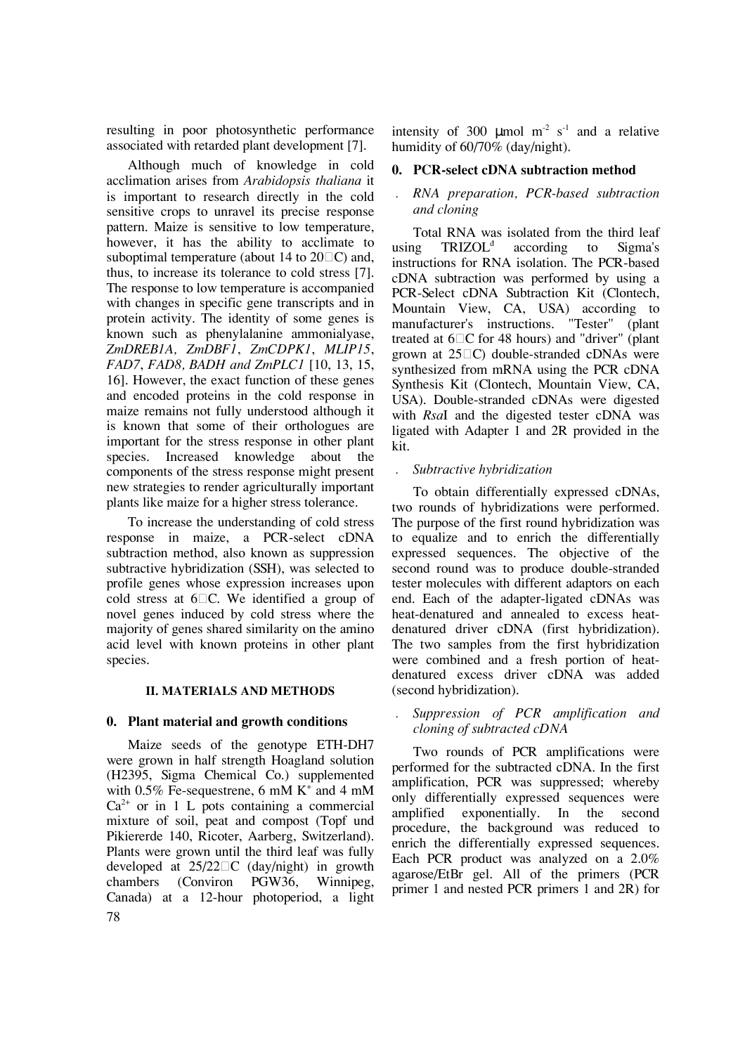resulting in poor photosynthetic performance associated with retarded plant development [7].

Although much of knowledge in cold acclimation arises from *Arabidopsis thaliana* it is important to research directly in the cold sensitive crops to unravel its precise response pattern. Maize is sensitive to low temperature, however, it has the ability to acclimate to suboptimal temperature (about 14 to 20□C) and, thus, to increase its tolerance to cold stress [7]. The response to low temperature is accompanied with changes in specific gene transcripts and in protein activity. The identity of some genes is known such as phenylalanine ammonialyase, *ZmDREB1A, ZmDBF1*, *ZmCDPK1*, *MLIP15*, *FAD7*, *FAD8, BADH and ZmPLC1* [10, 13, 15, 16]. However, the exact function of these genes and encoded proteins in the cold response in maize remains not fully understood although it is known that some of their orthologues are important for the stress response in other plant species. Increased knowledge about the components of the stress response might present new strategies to render agriculturally important plants like maize for a higher stress tolerance.

To increase the understanding of cold stress response in maize, a PCR-select cDNA subtraction method, also known as suppression subtractive hybridization (SSH), was selected to profile genes whose expression increases upon cold stress at 6□C. We identified a group of novel genes induced by cold stress where the majority of genes shared similarity on the amino acid level with known proteins in other plant species.

## II. MATERIALS AND METHODS

### 0. Plant material and growth conditions

Maize seeds of the genotype ETH-DH7 were grown in half strength Hoagland solution (H2395, Sigma Chemical Co.) supplemented with 0.5% Fe-sequestrene, 6 mM $K^+$ and 4 mM $Ca^{2+}$ or in 1 L pots containing a commercial mixture of soil, peat and compost (Topf und Pikiererde 140, Ricoter, Aarberg, Switzerland). Plants were grown until the third leaf was fully developed at 25/22□C (day/night) in growth chambers (Conviron PGW36, Winnipeg, Canada) at a 12-hour photoperiod, a light intensity of 300 μmol $m^{-2}$ $s^{-1}$ and a relative humidity of 60/70% (day/night).

### 0. PCR-select cDNA subtraction method

*. RNA preparation, PCR-based subtraction and cloning*

Total RNA was isolated from the third leaf using TRIZOL[d] according to Sigma's instructions for RNA isolation. The PCR-based cDNA subtraction was performed by using a PCR-Select cDNA Subtraction Kit (Clontech, Mountain View, CA, USA) according to manufacturer's instructions. "Tester" (plant treated at 6□C for 48 hours) and "driver" (plant grown at 25□C) double-stranded cDNAs were synthesized from mRNA using the PCR cDNA Synthesis Kit (Clontech, Mountain View, CA, USA). Double-stranded cDNAs were digested with *Rsa*I and the digested tester cDNA was ligated with Adapter 1 and 2R provided in the kit.

*. Subtractive hybridization*

To obtain differentially expressed cDNAs, two rounds of hybridizations were performed. The purpose of the first round hybridization was to equalize and to enrich the differentially expressed sequences. The objective of the second round was to produce double-stranded tester molecules with different adaptors on each end. Each of the adapter-ligated cDNAs was heat-denatured and annealed to excess heat-denatured driver cDNA (first hybridization). The two samples from the first hybridization were combined and a fresh portion of heat-denatured excess driver cDNA was added (second hybridization).

*. Suppression of PCR amplification and cloning of subtracted cDNA*

Two rounds of PCR amplifications were performed for the subtracted cDNA. In the first amplification, PCR was suppressed; whereby only differentially expressed sequences were amplified exponentially. In the second procedure, the background was reduced to enrich the differentially expressed sequences. Each PCR product was analyzed on a 2.0% agarose/EtBr gel. All of the primers (PCR primer 1 and nested PCR primers 1 and 2R) for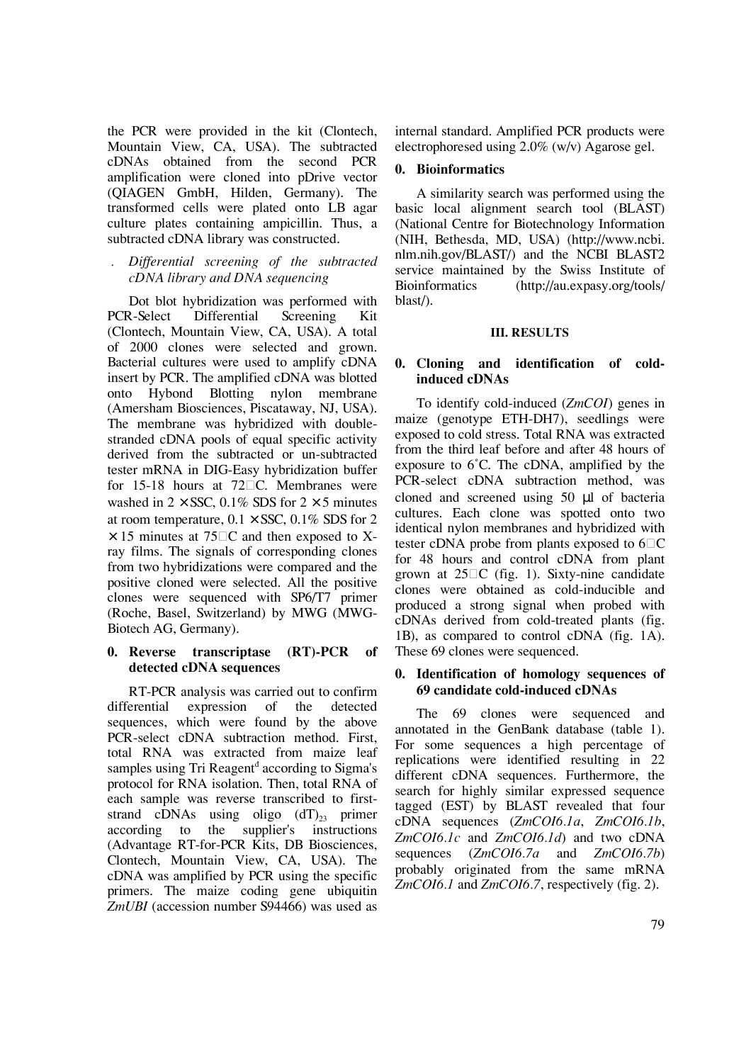the PCR were provided in the kit (Clontech, Mountain View, CA, USA). The subtracted cDNAs obtained from the second PCR amplification were cloned into pDrive vector (QIAGEN GmbH, Hilden, Germany). The transformed cells were plated onto LB agar culture plates containing ampicillin. Thus, a subtracted cDNA library was constructed.

### . *Differential screening of the subtracted cDNA library and DNA sequencing*

Dot blot hybridization was performed with PCR-Select Differential Screening Kit (Clontech, Mountain View, CA, USA). A total of 2000 clones were selected and grown. Bacterial cultures were used to amplify cDNA insert by PCR. The amplified cDNA was blotted onto Hybond Blotting nylon membrane (Amersham Biosciences, Piscataway, NJ, USA). The membrane was hybridized with double-stranded cDNA pools of equal specific activity derived from the subtracted or un-subtracted tester mRNA in DIG-Easy hybridization buffer for 15-18 hours at 72□C. Membranes were washed in 2 × SSC, 0.1% SDS for 2 × 5 minutes at room temperature, 0.1 × SSC, 0.1% SDS for 2 × 15 minutes at 75□C and then exposed to X-ray films. The signals of corresponding clones from two hybridizations were compared and the positive cloned were selected. All the positive clones were sequenced with SP6/T7 primer (Roche, Basel, Switzerland) by MWG (MWG-Biotech AG, Germany).

### 0. Reverse transcriptase (RT)-PCR of detected cDNA sequences

RT-PCR analysis was carried out to confirm differential expression of the detected sequences, which were found by the above PCR-select cDNA subtraction method. First, total RNA was extracted from maize leaf samples using Tri Reagent[d] according to Sigma's protocol for RNA isolation. Then, total RNA of each sample was reverse transcribed to first-strand cDNAs using oligo $(dT)_{23}$ primer according to the supplier's instructions (Advantage RT-for-PCR Kits, DB Biosciences, Clontech, Mountain View, CA, USA). The cDNA was amplified by PCR using the specific primers. The maize coding gene ubiquitin *ZmUBI* (accession number S94466) was used as internal standard. Amplified PCR products were electrophoresed using 2.0% (w/v) Agarose gel.

### 0. Bioinformatics

A similarity search was performed using the basic local alignment search tool (BLAST) (National Centre for Biotechnology Information (NIH, Bethesda, MD, USA) (http://www.ncbi.nlm.nih.gov/BLAST/) and the NCBI BLAST2 service maintained by the Swiss Institute of Bioinformatics (http://au.expasy.org/tools/blast/).

## III. RESULTS

### 0. Cloning and identification of cold-induced cDNAs

To identify cold-induced (*ZmCOI*) genes in maize (genotype ETH-DH7), seedlings were exposed to cold stress. Total RNA was extracted from the third leaf before and after 48 hours of exposure to 6˚C. The cDNA, amplified by the PCR-select cDNA subtraction method, was cloned and screened using 50 µl of bacteria cultures. Each clone was spotted onto two identical nylon membranes and hybridized with tester cDNA probe from plants exposed to 6□C for 48 hours and control cDNA from plant grown at 25□C (fig. 1). Sixty-nine candidate clones were obtained as cold-inducible and produced a strong signal when probed with cDNAs derived from cold-treated plants (fig. 1B), as compared to control cDNA (fig. 1A). These 69 clones were sequenced.

### 0. Identification of homology sequences of 69 candidate cold-induced cDNAs

The 69 clones were sequenced and annotated in the GenBank database (table 1). For some sequences a high percentage of replications were identified resulting in 22 different cDNA sequences. Furthermore, the search for highly similar expressed sequence tagged (EST) by BLAST revealed that four cDNA sequences (*ZmCOI6.1a*, *ZmCOI6.1b*, *ZmCOI6.1c* and *ZmCOI6.1d*) and two cDNA sequences (*ZmCOI6.7a* and *ZmCOI6.7b*) probably originated from the same mRNA *ZmCOI6.1* and *ZmCOI6.7*, respectively (fig. 2).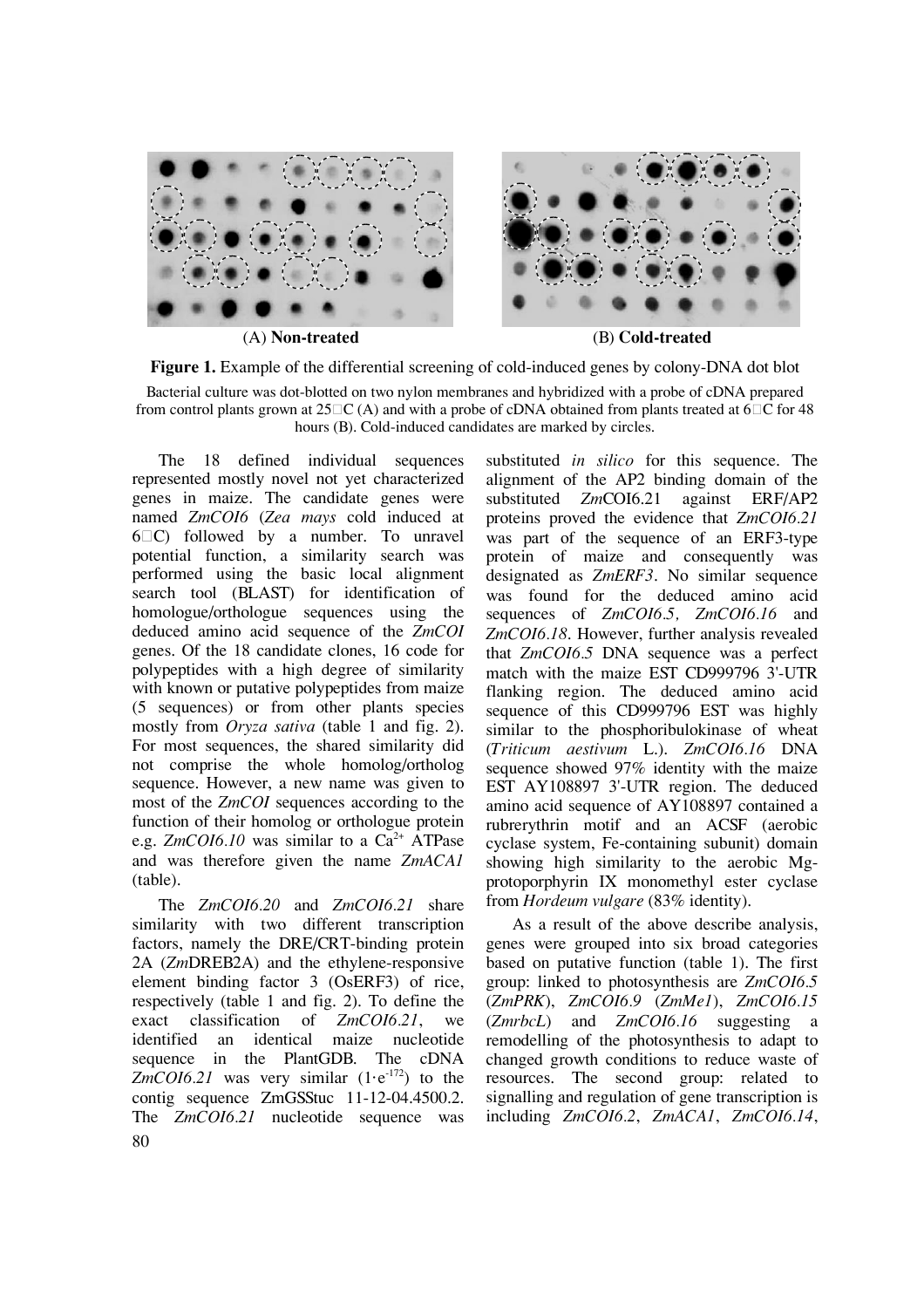(A) **Non-treated** (B) **Cold-treated**

**Figure 1.** Example of the differential screening of cold-induced genes by colony-DNA dot blot

Bacterial culture was dot-blotted on two nylon membranes and hybridized with a probe of cDNA prepared from control plants grown at 25°C (A) and with a probe of cDNA obtained from plants treated at 6°C for 48 hours (B). Cold-induced candidates are marked by circles.

The 18 defined individual sequences represented mostly novel not yet characterized genes in maize. The candidate genes were named *ZmCOI6* (*Zea mays* cold induced at 6°C) followed by a number. To unravel potential function, a similarity search was performed using the basic local alignment search tool (BLAST) for identification of homologue/orthologue sequences using the deduced amino acid sequence of the *ZmCOI* genes. Of the 18 candidate clones, 16 code for polypeptides with a high degree of similarity with known or putative polypeptides from maize (5 sequences) or from other plants species mostly from *Oryza sativa* (table 1 and fig. 2). For most sequences, the shared similarity did not comprise the whole homolog/ortholog sequence. However, a new name was given to most of the *ZmCOI* sequences according to the function of their homolog or orthologue protein e.g. *ZmCOI6.10* was similar to a $Ca^{2+}$ ATPase and was therefore given the name *ZmACA1* (table).

The *ZmCOI6.20* and *ZmCOI6.21* share similarity with two different transcription factors, namely the DRE/CRT-binding protein 2A (*Zm*DREB2A) and the ethylene-responsive element binding factor 3 (OsERF3) of rice, respectively (table 1 and fig. 2). To define the exact classification of *ZmCOI6.21*, we identified an identical maize nucleotide sequence in the PlantGDB. The cDNA *ZmCOI6.21* was very similar ($1 \cdot e^{-172}$) to the contig sequence ZmGSStuc 11-12-04.4500.2. The *ZmCOI6.21* nucleotide sequence was substituted *in silico* for this sequence. The alignment of the AP2 binding domain of the substituted *Zm*COI6.21 against ERF/AP2 proteins proved the evidence that *ZmCOI6.21* was part of the sequence of an ERF3-type protein of maize and consequently was designated as *ZmERF3*. No similar sequence was found for the deduced amino acid sequences of *ZmCOI6.5, ZmCOI6.16* and *ZmCOI6.18*. However, further analysis revealed that *ZmCOI6.5* DNA sequence was a perfect match with the maize EST CD999796 3'-UTR flanking region. The deduced amino acid sequence of this CD999796 EST was highly similar to the phosphoribulokinase of wheat (*Triticum aestivum* L.). *ZmCOI6.16* DNA sequence showed 97% identity with the maize EST AY108897 3'-UTR region. The deduced amino acid sequence of AY108897 contained a rubrerythrin motif and an ACSF (aerobic cyclase system, Fe-containing subunit) domain showing high similarity to the aerobic Mg-protoporphyrin IX monomethyl ester cyclase from *Hordeum vulgare* (83% identity).

As a result of the above describe analysis, genes were grouped into six broad categories based on putative function (table 1). The first group: linked to photosynthesis are *ZmCOI6.5* (*ZmPRK*), *ZmCOI6.9* (*ZmMe1*), *ZmCOI6.15* (*ZmrbcL*) and *ZmCOI6.16* suggesting a remodelling of the photosynthesis to adapt to changed growth conditions to reduce waste of resources. The second group: related to signalling and regulation of gene transcription is including *ZmCOI6.2*, *ZmACA1*, *ZmCOI6.14*,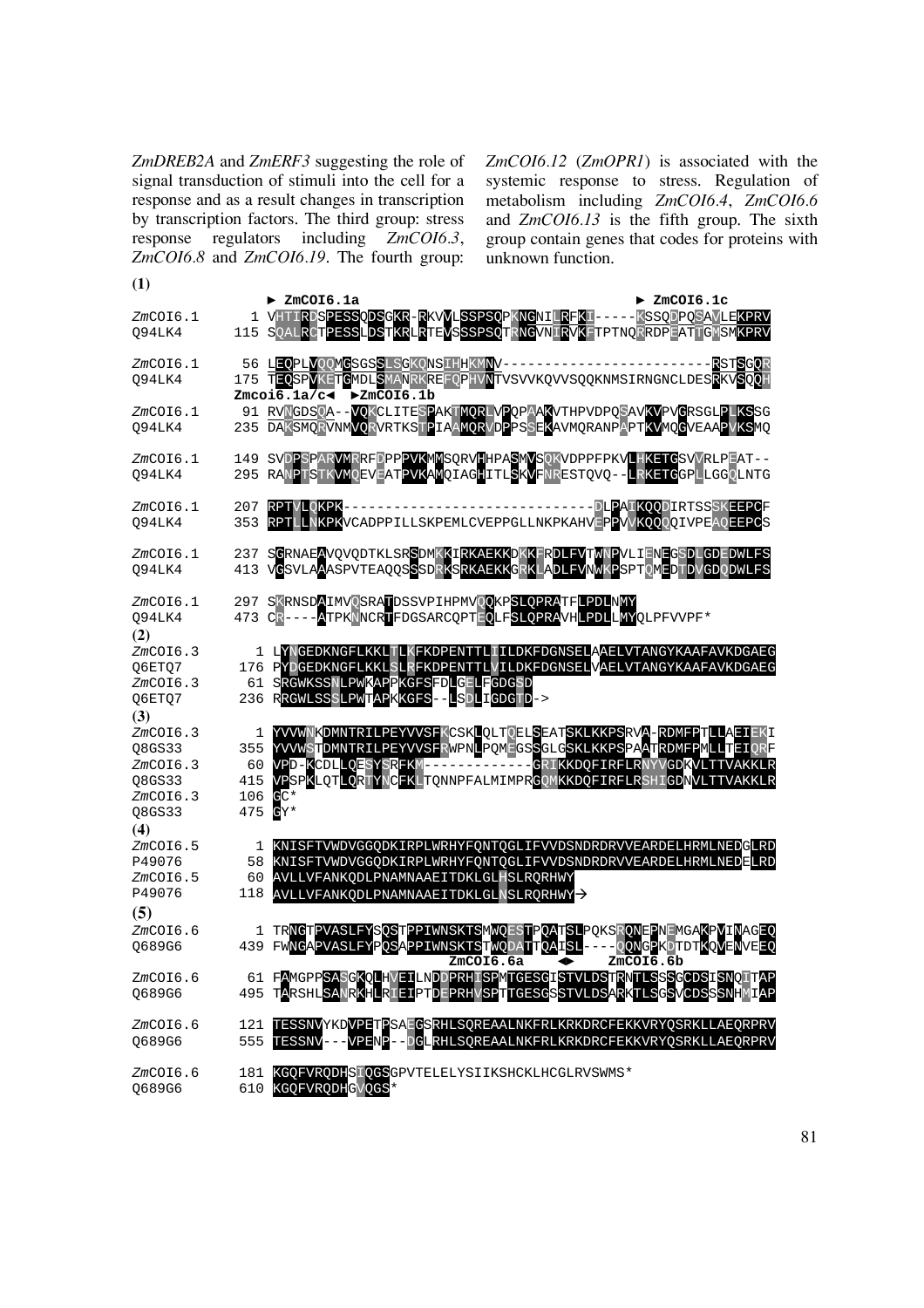*ZmDREB2A* and *ZmERF3* suggesting the role of signal transduction of stimuli into the cell for a response and as a result changes in transcription by transcription factors. The third group: stress response regulators including *ZmCOI6.3*, *ZmCOI6.8* and *ZmCOI6.19*. The fourth group: *ZmCOI6.12* (*ZmOPR1*) is associated with the systemic response to stress. Regulation of metabolism including *ZmCOI6.4*, *ZmCOI6.6* and *ZmCOI6.13* is the fifth group. The sixth group contain genes that codes for proteins with unknown function.

**(1)**

```
                ► ZmCOI6.1a                                          ► ZmCOI6.1c
ZmCOI6.1     1 VHTIRDSPESSQDSGKR-RKVVLSSPSQPKNGNILRFKI-----KSSQDPQSAVLEKPRV
Q94LK4     115 SQALRCTPESSLDSTKRLRTEVSSSPSQTRNGVNIRVKFTPTNQRRDPEATGMSMKPRV

ZmCOI6.1    56 LEQPLVQQMGSGSSLSGKQNSIHHKMNV-------------------------RSTSGQR
Q94LK4     175 TEQSPVKETGMDLSMANRKREFQPHVNTVSVVKQVVSQQKNMSIRNGNCLDESRKVSQQH
               Zmcoi6.1a/c◄  ►ZmCOI6.1b
ZmCOI6.1    91 RVNGDSQA--VQKCLITESPAKTMQRLVPQPAAKVTHPVDPQSAVKVPVGRSGLPLKSSG
Q94LK4     235 DAKSMQRVNMVQRVRTKSTPIAAMQRVDPPSSEKAVMQRANPAPTKVMQGVEAAPVKSMQ

ZmCOI6.1   149 SVDPSPARVMRRFDPPPVKMMSQRVHHPASMVSQKVDPPFPKVLHKETGSVVRLPEAT--
Q94LK4     295 RANPTSTKVMQEVEATPVKAMQIAGHITLSKVFNRESTQVQ--LRKETGGPLLGGQLNTG

ZmCOI6.1   207 RPTVLQKPK------------------------------DLPAIKQQDIRTSSSKEEPCF
Q94LK4     353 RPTLLNKPKVCADPPILLSKPEMLCVEPPGLLNKPKAHVEPPVVKQQQIVPEAQEEPCS

ZmCOI6.1   237 SGRNAEAVQVQDTKLSRSDMKKIRKAEKKDKKFRDLFVTWNPVLIENEGSDLGDEDWLFS
Q94LK4     413 VGSVLAAASPVTEAQQSSSDRKSRKAEKKGRKLADLFVNWKPSPTQMEDTDVGDQDWLFS

ZmCOI6.1   297 SKRNSDAIMVQSRATDSSVPIHPMVQQKPSLQPRATFLPDLNMY
Q94LK4     473 CR----ATPKNNCRTFDGSARCQPTEQLFSLQPRAVHLPDLLMYQLPFVVPF*
```

**(2)**

```
ZmCOI6.3     1 LYNGEDKNGFLKKLTLKFKDPENTTLIILDKFDGNSELAAELVTANGYKAAFAVKDGAEG
Q6ETQ7     176 PYDGEDKNGFLKKLSLRFKDPENTTLVILDKFDGNSELVAELVTANGYKAAFAVKDGAEG
ZmCOI6.3    61 SRGWKSSNLPWKAPPKGFSFDLGELFGDGSD
Q6ETQ7     236 RRGWLSSSLPWTAPKKGFS--LSDLIGDGTD->
```

**(3)**

```
ZmCOI6.3     1 YVVWNKDMNTRILPEYVVSFKCSKLQLTQELSEATSKLKKPSRVA-RDMFPTLLAEIEKI
Q8GS33     355 YVVWSTDMNTRILPEYVVSFRWPNLPQMEGSSGLGSKLKKPSPAATRDMFPMLLTEIQRF
ZmCOI6.3    60 VPD-KCDLLQESYSRFKM-------------GRIKKDQFIRFLRNYVGDKVLTTVAKKLR
Q8GS33     415 VPSPKLQTLQRTYNCFKLTQNNPFALMIMPRGQMKKDQFIRFLRSHIGDNVLTTVAKKLR
ZmCOI6.3   106 GC*
Q8GS33     475 GY*
```

**(4)**

```
ZmCOI6.5     1 KNISFTVWDVGGQDKIRPLWRHYFQNTQGLIFVVDSNDRDRVVEARDELHRMLNEDGLRD
P49076      58 KNISFTVWDVGGQDKIRPLWRHYFQNTQGLIFVVDSNDRDRVVEARDELHRMLNEDELRD
ZmCOI6.5    60 AVLLVFANKQDLPNAMNAAEITDKLGLHSLRQRHWY
P49076     118 AVLLVFANKQDLPNAMNAAEITDKLGLNSLRQRHWY→
```

**(5)**

```
ZmCOI6.6     1 TRNGTPVASLFYSQSTPPIWNSKTSMWQESTPQATSLPQKSRQNEPNEMGAKPVINAGEQ
Q689G6     439 FWNGAPVASLFYPQSAPPIWNSKTSTWQDATTQAISL----QQNGPKDTDTKQVENVEEQ
                                          ZmCOI6.6a   ◄►   ZmCOI6.6b
ZmCOI6.6    61 FAMGPPSASGKQLHVEILNDDPRHISPMTGESGISTVLDSTRNTLSSSGCDSISNQITAP
Q689G6     495 TARSHLSANRKHLRIEIPTDEPRHVSPTTGESGSSTVLDSARKTLSGSVCDSSSNHMIAP

ZmCOI6.6   121 TESSNVYKDVPETPSAEGSRHLSQREAALNKFRLKRKDRCFEKKVRYQSRKLLAEQRPRV
Q689G6     555 TESSNV---VPENP--DGLRHLSQREAALNKFRLKRKDRCFEKKVRYQSRKLLAEQRPRV

ZmCOI6.6   181 KGQFVRQDHSIQGSGPVTELELYSIIKSHCKLHCGLRVSWMS*
Q689G6     610 KGQFVRQDHGVQGS*
```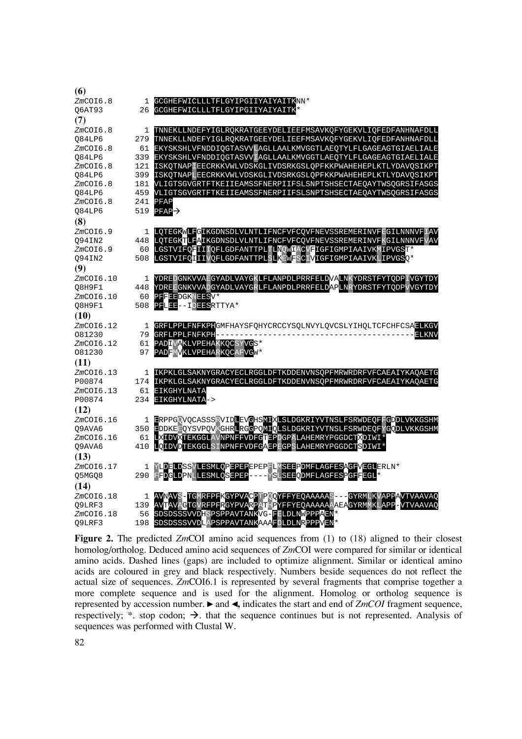**(6)**

```
ZmCOI6.8     1  GCGHEFWICLLLTFLGYIPGIIYAIYAITKNN*
Q6AT93      26  GCGHEFWICLLLTFLGYIPGIIYAIYAITK*
```

**(7)**

```
ZmCOI6.8     1  TNNEKLLNDEFYIGLRQKRATGEEYDELIEEFMSAVKQFYGEKVLIQFEDFANHNAFDLL
Q84LP6     279  TNNEKLLNDEFYIGLRQKRATGEEYDELIEEFMSAVKQFYGEKVLIQFEDFANHNAFDLL
ZmCOI6.8    61  EKYSKSHLVFNDDIQGTASVVLAGLLAALKMVGGTLAEQTYLFLGAGEAGTGIAELIALE
Q84LP6     339  EKYSKSHLVFNDDIQGTASVVIAGLLAALKMVGGTLAEQTYLFLGAGEAGTGIAELIALE
ZmCOI6.8   121  ISKQTNAPIEECRKKVWLVDSKGLIVDSRKGSLQPFKKPWAHEHEPLKTLYDAVQSIKPT
Q84LP6     399  ISKQTNAPLEECRKKVWLVDSKGLIVDSRKGSLQPFKKPWAHEHEPLKTLYDAVQSIKPT
ZmCOI6.8   181  VLIGTSGVGRTFTKEIIEAMSSFNERPIIFSLSNPTSHSECTAEQAYTWSQGRSIFASGS
Q84LP6     459  VLIGTSGVGRTFTKEIIEAMSSFNERPIIFSLSNPTSHSECTAEQAYTWSQGRSIFASGS
ZmCOI6.8   241  PFAP
Q84LP6     519  PFAP→
```

**(8)**

```
ZmCOI6.9     1  LQTEGKWLFGIKGDNSDLVLNTLIFNCFVFCQVFNEVSSREMERINVFEGILNNNVFIAV
Q94IN2     448  LQTEGKTLFAIKGDNSDLVLNTLIFNCFVFCQVFNEVSSREMERINVFKGILNNNVFVAV
ZmCOI6.9    60  LGSTVIFQFIIIQFLGDFANTTPLTLNQWIACVFIGFIGMPIAAIVKMIPVGST*
Q94IN2     508  LGSTVIFQIIIVQFLGDFANTTPLSLKEWFSCIVIGFIGMPIAAIVKLIPVGSQ*
```

**(9)**

```
ZmCOI6.10    1  YDREDGNKVVAEGYADLVAYGKLFLANPDLPRRFELDVALNKYDRSTFYTQDPIVGYTDY
Q8H9F1     448  YDREEGNKVVADGYADLVAYGRLFLANPDLPRRFELDAPLNRYDRSTFYTQDPVVGYTDY
ZmCOI6.10   60  PFFEEDGKNEESV*
Q8H9F1     508  PFLEE--IDEESRTTYA*
```

**(10)**

```
ZmCOI6.12    1  GRFLPPLFNFKPHGMFHAYSFQHYCRCCYSQLNVYLQVCSLYIHQLTCFCHFCSAELKGV
O81230      79  GRFLPPLFNFKPH-----------------------------------------ELKNV
ZmCOI6.12   61  PADIVAKLVPEHAKKQCSYVGS*
O81230      97  PADFMVKLVPEHARKQCAFVGW*
```

**(11)**

```
ZmCOI6.13    1  IKPKLGLSAKNYGRACYECLRGGLDFTKDDENVNSQPFMRWRDRFVFCAEAIYKAQAETG
P00874     174  IKPKLGLSAKNYGRACYECLRGGLDFTKDDENVNSQPFMRWRDRFVFCAEAIYKAQAETG
ZmCOI6.13   61  EIKGHYLNATA
P00874     234  EIKGHYLNATA->
```

**(12)**

```
ZmCOI6.16    1  ERPPGQVQCASSSRVIDLEVGHSMIXLSLDGKRIYVTNSLFSRWDEQFFGDDLVKKGSHM
Q9AVA6     350  EDDKEEQYSVPQVKGHRLRGGPQMIQLSLDGKRIYVTNSLFSRWDEQFYGQDLVKKGSHM
ZmCOI6.16   61  LXIDVXTEKGGLAVNPNFFVDFGTEPDGPALAHEMRYPGGDCTXDIWI*
Q9AVA6     410  LQIDVDTEKGGLSINPNFFVDFGAEPEGPSLAHEMRYPGGDCTSDIWI*
```

**(13)**

```
ZmCOI6.17    1  YLDELDSSVLESMLQPEPEPEPEPFLMSEEPDMFLAGFESAGFVEGLERLN*
Q5MGQ8     290  FFDGLDPNLLESMLQSEPEP----YSLSEEQDMFLAGFESPGFFEGL*
```

**(14)**

```
ZmCOI6.18    1  AVNAVS-TGMRFPFKGYPVACPTPQQYFFYEQAAAAAS---GYRMLKVAPPAVTVAAVAQ
Q9LRF3     139  AVTAVAGTGVRFPFRGYPVARPATPPYFFYEQAAAAAAAEAGYRMMKLAPP-VTVAAVAQ
ZmCOI6.18   56  SDSDSSSVVDHSPSPPAVTANKVG-FELDLNWPPPAEN*
Q9LRF3     198  SDSDSSSVVDLAPSPPAVTANKAAAFDLDLNRPPPVEN*
```

**Figure 2.** The predicted *Zm*COI amino acid sequences from (1) to (18) aligned to their closest homolog/ortholog. Deduced amino acid sequences of *Zm*COI were compared for similar or identical amino acids. Dashed lines (gaps) are included to optimize alignment. Similar or identical amino acids are coloured in grey and black respectively. Numbers beside sequences do not reflect the actual size of sequences. *Zm*COI6.1 is represented by several fragments that comprise together a more complete sequence and is used for the alignment. Homolog or ortholog sequence is represented by accession number. ► and ◄, indicates the start and end of *ZmCOI* fragment sequence, respectively; *. stop codon; →. that the sequence continues but is not represented. Analysis of sequences was performed with Clustal W.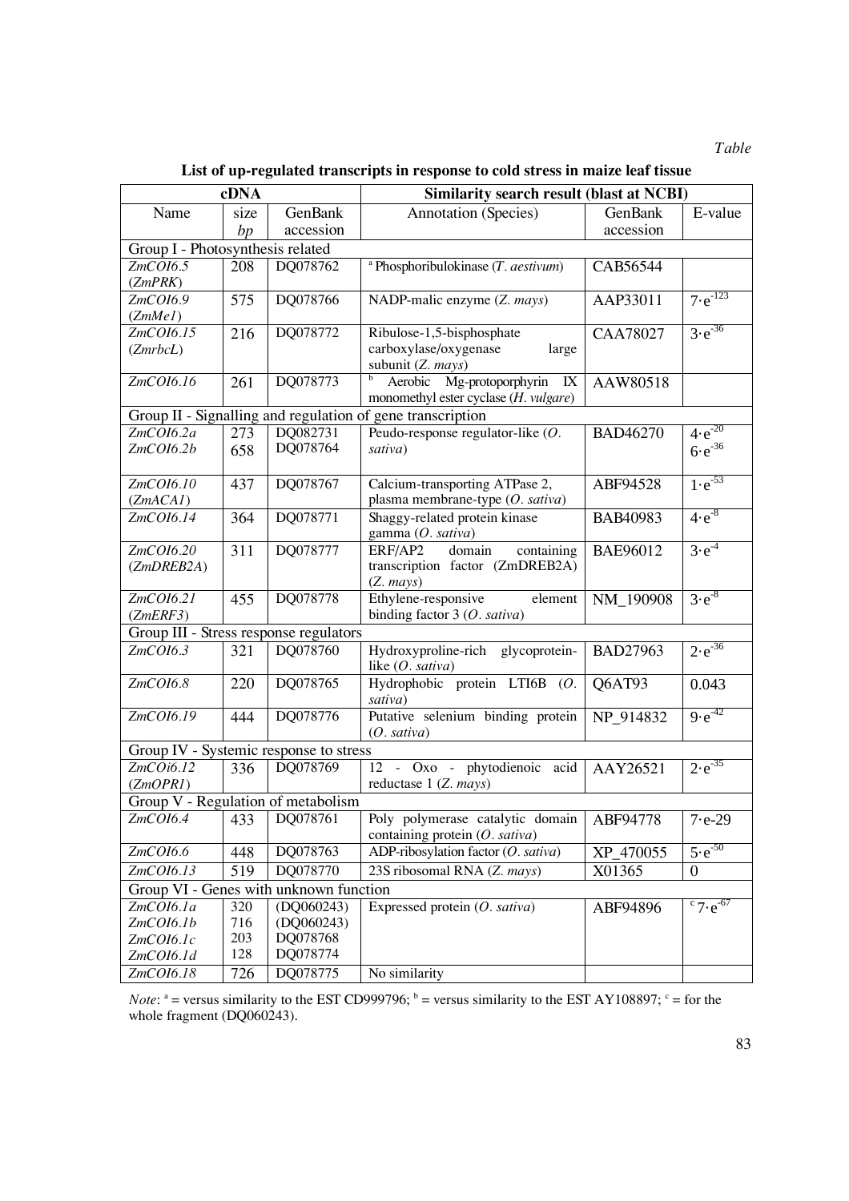*Table*

**List of up-regulated transcripts in response to cold stress in maize leaf tissue**

| cDNA | | | Similarity search result (blast at NCBI) | | |
|---|---|---|---|---|---|
| Name | size *bp* | GenBank accession | Annotation (Species) | GenBank accession | E-value |
| Group I - Photosynthesis related | | | | | |
| *ZmCOI6.5* (*ZmPRK*) | 208 | DQ078762 | [a] Phosphoribulokinase (*T. aestivum*) | CAB56544 | |
| *ZmCOI6.9* (*ZmMe1*) | 575 | DQ078766 | NADP-malic enzyme (*Z. mays*) | AAP33011 | $7 \cdot e^{-123}$ |
| *ZmCOI6.15* (*ZmrbcL*) | 216 | DQ078772 | Ribulose-1,5-bisphosphate carboxylase/oxygenase large subunit (*Z. mays*) | CAA78027 | $3 \cdot e^{-36}$ |
| *ZmCOI6.16* | 261 | DQ078773 | [b] Aerobic Mg-protoporphyrin IX monomethyl ester cyclase (*H. vulgare*) | AAW80518 | |
| Group II - Signalling and regulation of gene transcription | | | | | |
| *ZmCOI6.2a* *ZmCOI6.2b* | 273 658 | DQ082731 DQ078764 | Peudo-response regulator-like (*O. sativa*) | BAD46270 | $4 \cdot e^{-20}$ $6 \cdot e^{-36}$ |
| *ZmCOI6.10* (*ZmACA1*) | 437 | DQ078767 | Calcium-transporting ATPase 2, plasma membrane-type (*O. sativa*) | ABF94528 | $1 \cdot e^{-53}$ |
| *ZmCOI6.14* | 364 | DQ078771 | Shaggy-related protein kinase gamma (*O. sativa*) | BAB40983 | $4 \cdot e^{-8}$ |
| *ZmCOI6.20* (*ZmDREB2A*) | 311 | DQ078777 | ERF/AP2 domain containing transcription factor (ZmDREB2A) (*Z. mays*) | BAE96012 | $3 \cdot e^{-4}$ |
| *ZmCOI6.21* (*ZmERF3*) | 455 | DQ078778 | Ethylene-responsive element binding factor 3 (*O. sativa*) | NM_190908 | $3 \cdot e^{-8}$ |
| Group III - Stress response regulators | | | | | |
| *ZmCOI6.3* | 321 | DQ078760 | Hydroxyproline-rich glycoprotein-like (*O. sativa*) | BAD27963 | $2 \cdot e^{-36}$ |
| *ZmCOI6.8* | 220 | DQ078765 | Hydrophobic protein LTI6B (*O. sativa*) | Q6AT93 | 0.043 |
| *ZmCOI6.19* | 444 | DQ078776 | Putative selenium binding protein (*O. sativa*) | NP_914832 | $9 \cdot e^{-42}$ |
| Group IV - Systemic response to stress | | | | | |
| *ZmCOi6.12* (*ZmOPR1*) | 336 | DQ078769 | 12 - Oxo - phytodienoic acid reductase 1 (*Z. mays*) | AAY26521 | $2 \cdot e^{-35}$ |
| Group V - Regulation of metabolism | | | | | |
| *ZmCOI6.4* | 433 | DQ078761 | Poly polymerase catalytic domain containing protein (*O. sativa*) | ABF94778 | $7 \cdot e{-29}$ |
| *ZmCOI6.6* | 448 | DQ078763 | ADP-ribosylation factor (*O. sativa*) | XP_470055 | $5 \cdot e^{-50}$ |
| *ZmCOI6.13* | 519 | DQ078770 | 23S ribosomal RNA (*Z. mays*) | X01365 | 0 |
| Group VI - Genes with unknown function | | | | | |
| *ZmCOI6.1a* *ZmCOI6.1b* *ZmCOI6.1c* *ZmCOI6.1d* | 320 716 203 128 | (DQ060243) (DQ060243) DQ078768 DQ078774 | Expressed protein (*O. sativa*) | ABF94896 | [c] $7 \cdot e^{-67}$ |
| *ZmCOI6.18* | 726 | DQ078775 | No similarity | | |

*Note*: [a] = versus similarity to the EST CD999796; [b] = versus similarity to the EST AY108897; [c] = for the whole fragment (DQ060243).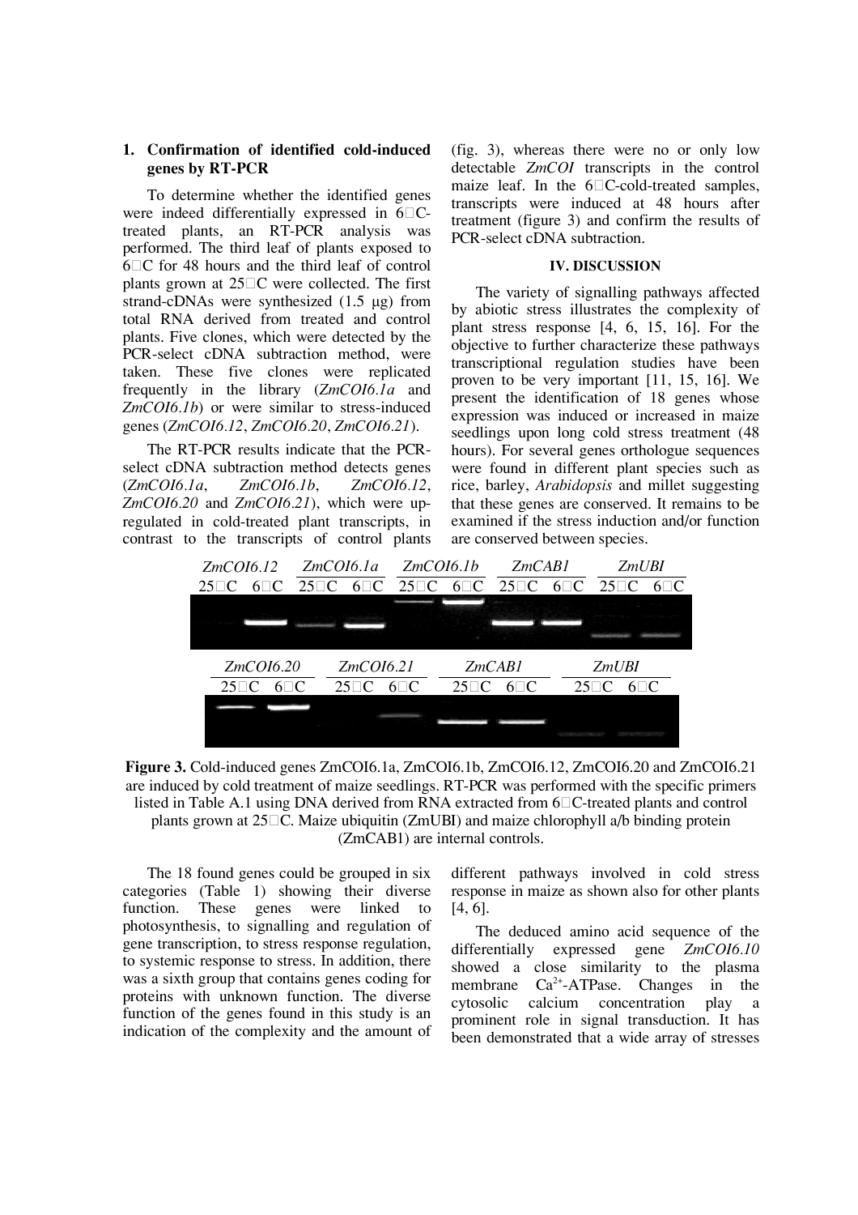### 1. Confirmation of identified cold-induced genes by RT-PCR

To determine whether the identified genes were indeed differentially expressed in 6°C-treated plants, an RT-PCR analysis was performed. The third leaf of plants exposed to 6°C for 48 hours and the third leaf of control plants grown at 25°C were collected. The first strand-cDNAs were synthesized (1.5 µg) from total RNA derived from treated and control plants. Five clones, which were detected by the PCR-select cDNA subtraction method, were taken. These five clones were replicated frequently in the library (*ZmCOI6.1a* and *ZmCOI6.1b*) or were similar to stress-induced genes (*ZmCOI6.12*, *ZmCOI6.20*, *ZmCOI6.21*).

The RT-PCR results indicate that the PCR-select cDNA subtraction method detects genes (*ZmCOI6.1a*, *ZmCOI6.1b*, *ZmCOI6.12*, *ZmCOI6.20* and *ZmCOI6.21*), which were up-regulated in cold-treated plant transcripts, in contrast to the transcripts of control plants (fig. 3), whereas there were no or only low detectable *ZmCOI* transcripts in the control maize leaf. In the 6°C-cold-treated samples, transcripts were induced at 48 hours after treatment (figure 3) and confirm the results of PCR-select cDNA subtraction.

## IV. DISCUSSION

The variety of signalling pathways affected by abiotic stress illustrates the complexity of plant stress response [4, 6, 15, 16]. For the objective to further characterize these pathways transcriptional regulation studies have been proven to be very important [11, 15, 16]. We present the identification of 18 genes whose expression was induced or increased in maize seedlings upon long cold stress treatment (48 hours). For several genes orthologue sequences were found in different plant species such as rice, barley, *Arabidopsis* and millet suggesting that these genes are conserved. It remains to be examined if the stress induction and/or function are conserved between species.

*ZmCOI6.12* 25°C 6°C *ZmCOI6.1a* 25°C 6°C *ZmCOI6.1b* 25°C 6°C *ZmCAB1* 25°C 6°C *ZmUBI* 25°C 6°C

*ZmCOI6.20* 25°C 6°C *ZmCOI6.21* 25°C 6°C *ZmCAB1* 25°C 6°C *ZmUBI* 25°C 6°C

**Figure 3.** Cold-induced genes ZmCOI6.1a, ZmCOI6.1b, ZmCOI6.12, ZmCOI6.20 and ZmCOI6.21 are induced by cold treatment of maize seedlings. RT-PCR was performed with the specific primers listed in Table A.1 using DNA derived from RNA extracted from 6°C-treated plants and control plants grown at 25°C. Maize ubiquitin (ZmUBI) and maize chlorophyll a/b binding protein (ZmCAB1) are internal controls.

The 18 found genes could be grouped in six categories (Table 1) showing their diverse function. These genes were linked to photosynthesis, to signalling and regulation of gene transcription, to stress response regulation, to systemic response to stress. In addition, there was a sixth group that contains genes coding for proteins with unknown function. The diverse function of the genes found in this study is an indication of the complexity and the amount of different pathways involved in cold stress response in maize as shown also for other plants [4, 6].

The deduced amino acid sequence of the differentially expressed gene *ZmCOI6.10* showed a close similarity to the plasma membrane $Ca^{2+}$-ATPase. Changes in the cytosolic calcium concentration play a prominent role in signal transduction. It has been demonstrated that a wide array of stresses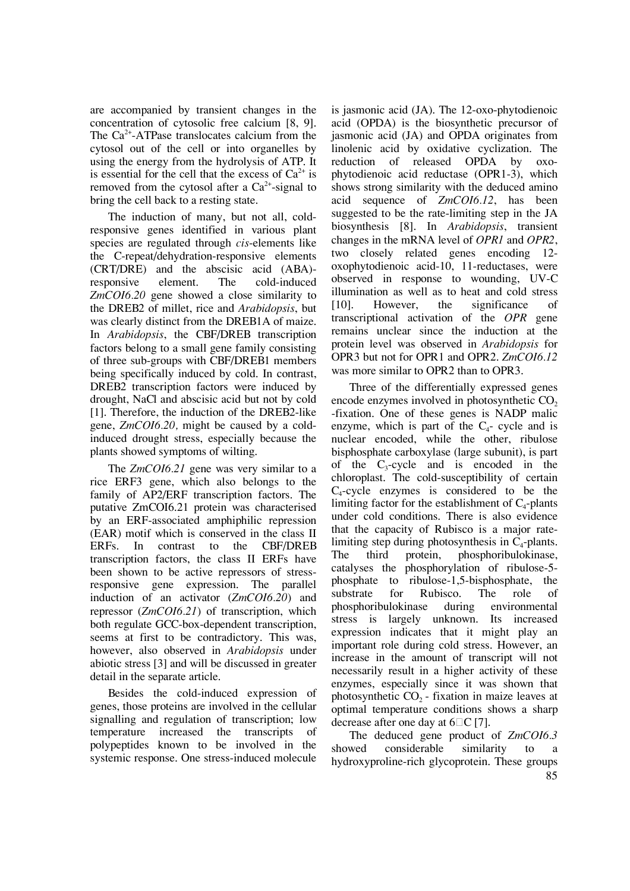are accompanied by transient changes in the concentration of cytosolic free calcium [8, 9]. The $Ca^{2+}$-ATPase translocates calcium from the cytosol out of the cell or into organelles by using the energy from the hydrolysis of ATP. It is essential for the cell that the excess of $Ca^{2+}$ is removed from the cytosol after a $Ca^{2+}$-signal to bring the cell back to a resting state.

The induction of many, but not all, cold-responsive genes identified in various plant species are regulated through *cis*-elements like the C-repeat/dehydration-responsive elements (CRT/DRE) and the abscisic acid (ABA)-responsive element. The cold-induced *ZmCOI6.20* gene showed a close similarity to the DREB2 of millet, rice and *Arabidopsis*, but was clearly distinct from the DREB1A of maize. In *Arabidopsis*, the CBF/DREB transcription factors belong to a small gene family consisting of three sub-groups with CBF/DREB1 members being specifically induced by cold. In contrast, DREB2 transcription factors were induced by drought, NaCl and abscisic acid but not by cold [1]. Therefore, the induction of the DREB2-like gene, *ZmCOI6.20,* might be caused by a cold-induced drought stress, especially because the plants showed symptoms of wilting.

The *ZmCOI6.21* gene was very similar to a rice ERF3 gene, which also belongs to the family of AP2/ERF transcription factors. The putative ZmCOI6.21 protein was characterised by an ERF-associated amphiphilic repression (EAR) motif which is conserved in the class II ERFs. In contrast to the CBF/DREB transcription factors, the class II ERFs have been shown to be active repressors of stress-responsive gene expression. The parallel induction of an activator (*ZmCOI6.20*) and repressor (*ZmCOI6.21*) of transcription, which both regulate GCC-box-dependent transcription, seems at first to be contradictory. This was, however, also observed in *Arabidopsis* under abiotic stress [3] and will be discussed in greater detail in the separate article.

Besides the cold-induced expression of genes, those proteins are involved in the cellular signalling and regulation of transcription; low temperature increased the transcripts of polypeptides known to be involved in the systemic response. One stress-induced molecule is jasmonic acid (JA). The 12-oxo-phytodienoic acid (OPDA) is the biosynthetic precursor of jasmonic acid (JA) and OPDA originates from linolenic acid by oxidative cyclization. The reduction of released OPDA by oxo-phytodienoic acid reductase (OPR1-3), which shows strong similarity with the deduced amino acid sequence of *ZmCOI6.12*, has been suggested to be the rate-limiting step in the JA biosynthesis [8]. In *Arabidopsis*, transient changes in the mRNA level of *OPR1* and *OPR2*, two closely related genes encoding 12-oxophytodienoic acid-10, 11-reductases, were observed in response to wounding, UV-C illumination as well as to heat and cold stress [10]. However, the significance of transcriptional activation of the *OPR* gene remains unclear since the induction at the protein level was observed in *Arabidopsis* for OPR3 but not for OPR1 and OPR2. *ZmCOI6.12* was more similar to OPR2 than to OPR3.

Three of the differentially expressed genes encode enzymes involved in photosynthetic $CO_2$ -fixation. One of these genes is NADP malic enzyme, which is part of the $C_4$- cycle and is nuclear encoded, while the other, ribulose bisphosphate carboxylase (large subunit), is part of the $C_3$-cycle and is encoded in the chloroplast. The cold-susceptibility of certain $C_4$-cycle enzymes is considered to be the limiting factor for the establishment of $C_4$-plants under cold conditions. There is also evidence that the capacity of Rubisco is a major rate-limiting step during photosynthesis in $C_4$-plants. The third protein, phosphoribulokinase, catalyses the phosphorylation of ribulose-5-phosphate to ribulose-1,5-bisphosphate, the substrate for Rubisco. The role of phosphoribulokinase during environmental stress is largely unknown. Its increased expression indicates that it might play an important role during cold stress. However, an increase in the amount of transcript will not necessarily result in a higher activity of these enzymes, especially since it was shown that photosynthetic $CO_2$ - fixation in maize leaves at optimal temperature conditions shows a sharp decrease after one day at 6°C [7].

The deduced gene product of *ZmCOI6.3* showed considerable similarity to a hydroxyproline-rich glycoprotein. These groups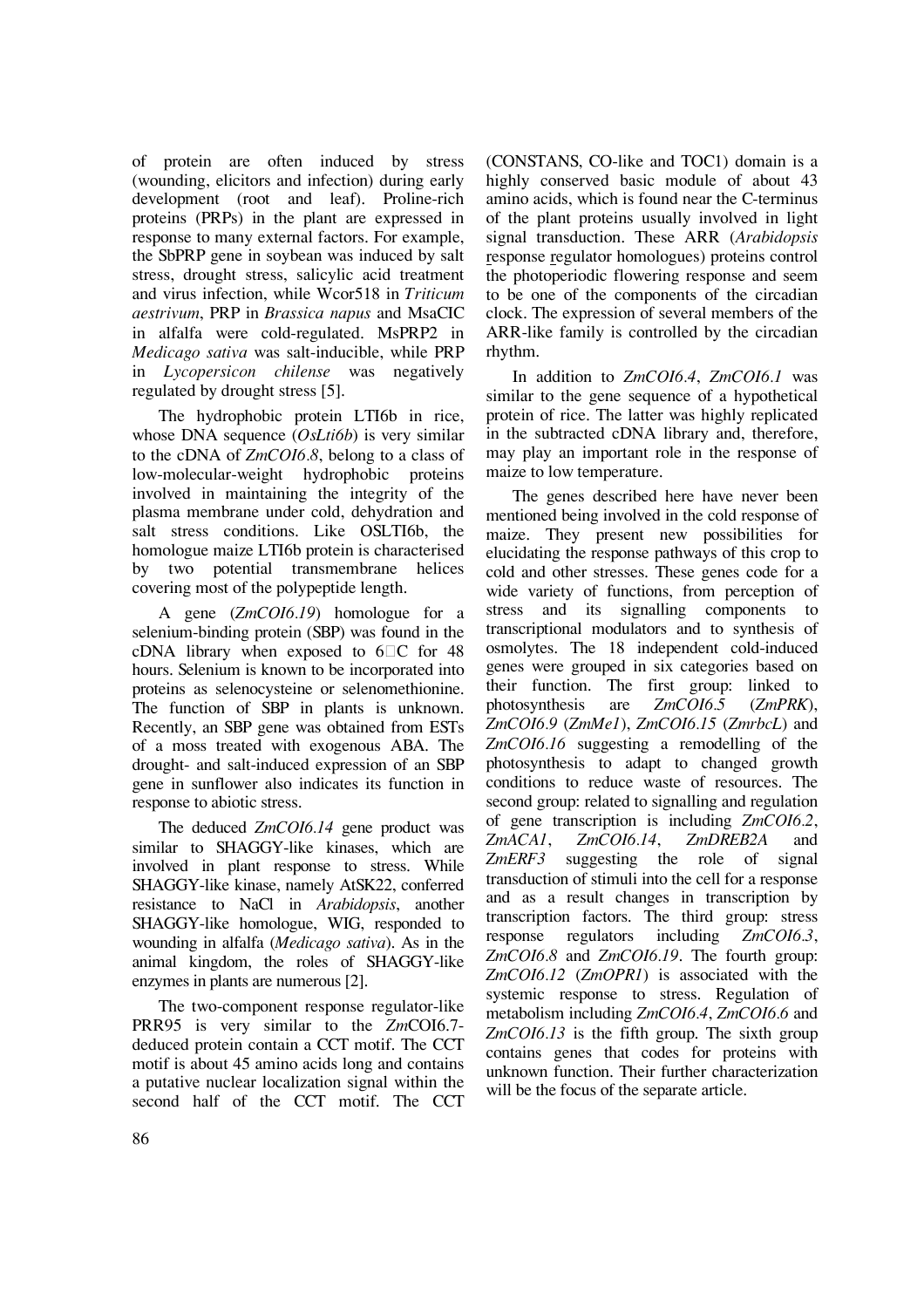of protein are often induced by stress (wounding, elicitors and infection) during early development (root and leaf). Proline-rich proteins (PRPs) in the plant are expressed in response to many external factors. For example, the SbPRP gene in soybean was induced by salt stress, drought stress, salicylic acid treatment and virus infection, while Wcor518 in *Triticum aestrivum*, PRP in *Brassica napus* and MsaCIC in alfalfa were cold-regulated. MsPRP2 in *Medicago sativa* was salt-inducible, while PRP in *Lycopersicon chilense* was negatively regulated by drought stress [5].

The hydrophobic protein LTI6b in rice, whose DNA sequence (*OsLti6b*) is very similar to the cDNA of *ZmCOI6.8*, belong to a class of low-molecular-weight hydrophobic proteins involved in maintaining the integrity of the plasma membrane under cold, dehydration and salt stress conditions. Like OSLTI6b, the homologue maize LTI6b protein is characterised by two potential transmembrane helices covering most of the polypeptide length.

A gene (*ZmCOI6.19*) homologue for a selenium-binding protein (SBP) was found in the cDNA library when exposed to 6°C for 48 hours. Selenium is known to be incorporated into proteins as selenocysteine or selenomethionine. The function of SBP in plants is unknown. Recently, an SBP gene was obtained from ESTs of a moss treated with exogenous ABA. The drought- and salt-induced expression of an SBP gene in sunflower also indicates its function in response to abiotic stress.

The deduced *ZmCOI6.14* gene product was similar to SHAGGY-like kinases, which are involved in plant response to stress. While SHAGGY-like kinase, namely AtSK22, conferred resistance to NaCl in *Arabidopsis*, another SHAGGY-like homologue, WIG, responded to wounding in alfalfa (*Medicago sativa*). As in the animal kingdom, the roles of SHAGGY-like enzymes in plants are numerous [2].

The two-component response regulator-like PRR95 is very similar to the *Zm*COI6.7-deduced protein contain a CCT motif. The CCT motif is about 45 amino acids long and contains a putative nuclear localization signal within the second half of the CCT motif. The CCT (CONSTANS, CO-like and TOC1) domain is a highly conserved basic module of about 43 amino acids, which is found near the C-terminus of the plant proteins usually involved in light signal transduction. These ARR (*Arabidopsis* response regulator homologues) proteins control the photoperiodic flowering response and seem to be one of the components of the circadian clock. The expression of several members of the ARR-like family is controlled by the circadian rhythm.

In addition to *ZmCOI6.4*, *ZmCOI6.1* was similar to the gene sequence of a hypothetical protein of rice. The latter was highly replicated in the subtracted cDNA library and, therefore, may play an important role in the response of maize to low temperature.

The genes described here have never been mentioned being involved in the cold response of maize. They present new possibilities for elucidating the response pathways of this crop to cold and other stresses. These genes code for a wide variety of functions, from perception of stress and its signalling components to transcriptional modulators and to synthesis of osmolytes. The 18 independent cold-induced genes were grouped in six categories based on their function. The first group: linked to photosynthesis are *ZmCOI6.5* (*ZmPRK*), *ZmCOI6.9* (*ZmMe1*), *ZmCOI6.15* (*ZmrbcL*) and *ZmCOI6.16* suggesting a remodelling of the photosynthesis to adapt to changed growth conditions to reduce waste of resources. The second group: related to signalling and regulation of gene transcription is including *ZmCOI6.2*, *ZmACA1*, *ZmCOI6.14*, *ZmDREB2A* and *ZmERF3* suggesting the role of signal transduction of stimuli into the cell for a response and as a result changes in transcription by transcription factors. The third group: stress response regulators including *ZmCOI6.3*, *ZmCOI6.8* and *ZmCOI6.19*. The fourth group: *ZmCOI6.12* (*ZmOPR1*) is associated with the systemic response to stress. Regulation of metabolism including *ZmCOI6.4*, *ZmCOI6.6* and *ZmCOI6.13* is the fifth group. The sixth group contains genes that codes for proteins with unknown function. Their further characterization will be the focus of the separate article.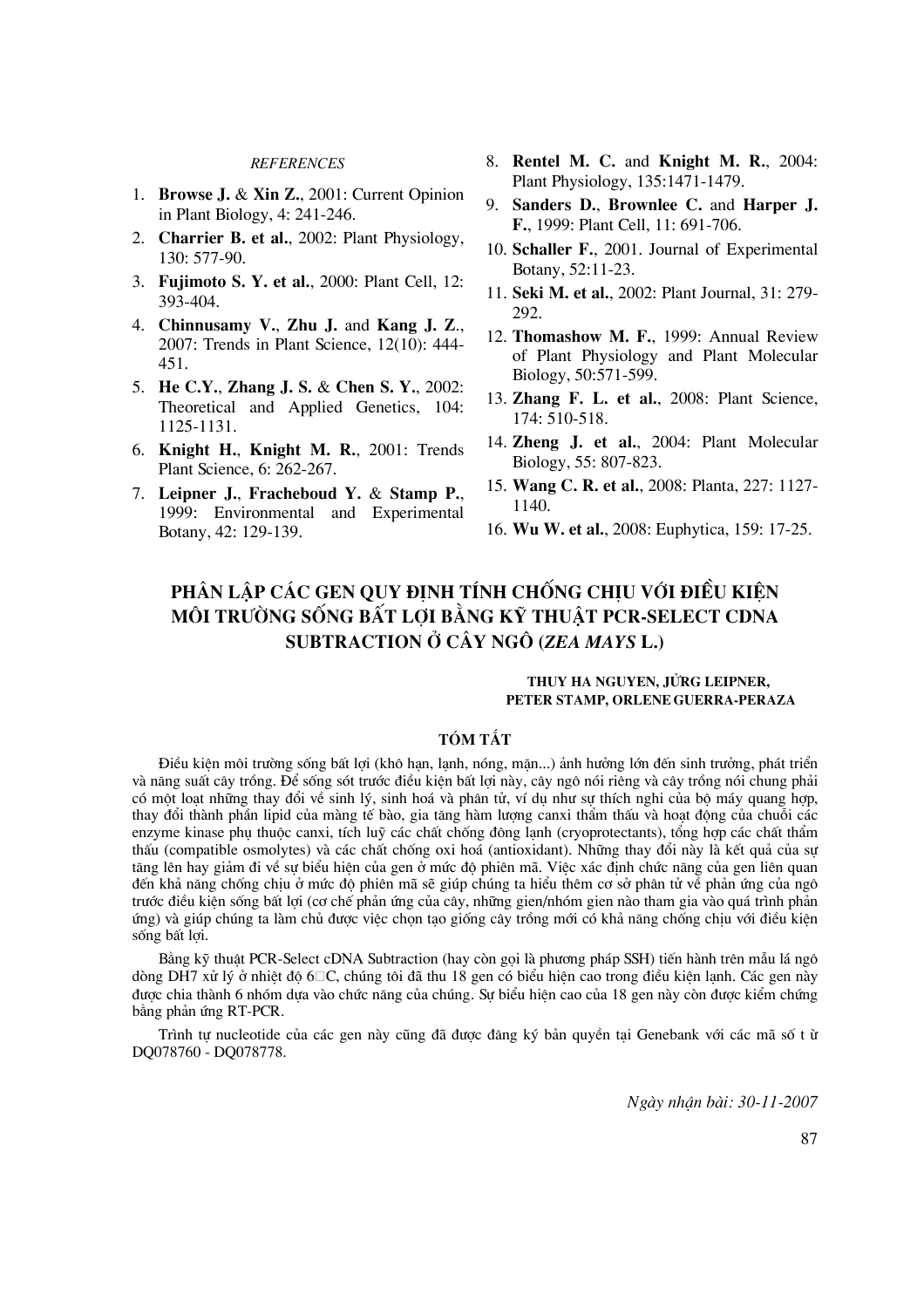*REFERENCES*

1. **Browse J.** & **Xin Z.**, 2001: Current Opinion in Plant Biology, 4: 241-246.
2. **Charrier B. et al.**, 2002: Plant Physiology, 130: 577-90.
3. **Fujimoto S. Y. et al.**, 2000: Plant Cell, 12: 393-404.
4. **Chinnusamy V.**, **Zhu J.** and **Kang J. Z.**, 2007: Trends in Plant Science, 12(10): 444-451.
5. **He C.Y.**, **Zhang J. S.** & **Chen S. Y.**, 2002: Theoretical and Applied Genetics, 104: 1125-1131.
6. **Knight H.**, **Knight M. R.**, 2001: Trends Plant Science, 6: 262-267.
7. **Leipner J.**, **Fracheboud Y.** & **Stamp P.**, 1999: Environmental and Experimental Botany, 42: 129-139.
8. **Rentel M. C.** and **Knight M. R.**, 2004: Plant Physiology, 135:1471-1479.
9. **Sanders D.**, **Brownlee C.** and **Harper J. F.**, 1999: Plant Cell, 11: 691-706.
10. **Schaller F.**, 2001. Journal of Experimental Botany, 52:11-23.
11. **Seki M. et al.**, 2002: Plant Journal, 31: 279-292.
12. **Thomashow M. F.**, 1999: Annual Review of Plant Physiology and Plant Molecular Biology, 50:571-599.
13. **Zhang F. L. et al.**, 2008: Plant Science, 174: 510-518.
14. **Zheng J. et al.**, 2004: Plant Molecular Biology, 55: 807-823.
15. **Wang C. R. et al.**, 2008: Planta, 227: 1127-1140.
16. **Wu W. et al.**, 2008: Euphytica, 159: 17-25.

## PHÂN LẬP CÁC GEN QUY ĐỊNH TÍNH CHỐNG CHỊU VỚI ĐIỀU KIỆN MÔI TRƯỜNG SỐNG BẤT LỢI BẰNG KỸ THUẬT PCR-SELECT CDNA SUBTRACTION Ở CÂY NGÔ (*ZEA MAYS* L.)

**THUY HA NGUYEN, JỬRG LEIPNER, PETER STAMP, ORLENE GUERRA-PERAZA**

### TÓM TẮT

Điều kiện môi trường sống bất lợi (khô hạn, lạnh, nóng, mặn...) ảnh hưởng lớn đến sinh trưởng, phát triển và năng suất cây trồng. Để sống sót trước điều kiện bất lợi này, cây ngô nói riêng và cây trồng nói chung phải có một loạt những thay đổi về sinh lý, sinh hoá và phân tử, ví dụ như sự thích nghi của bộ máy quang hợp, thay đổi thành phần lipid của màng tế bào, gia tăng hàm lượng canxi thẩm thấu và hoạt động của chuỗi các enzyme kinase phụ thuộc canxi, tích luỹ các chất chống đông lạnh (cryoprotectants), tổng hợp các chất thẩm thấu (compatible osmolytes) và các chất chống oxi hoá (antioxidant). Những thay đổi này là kết quả của sự tăng lên hay giảm đi về sự biểu hiện của gen ở mức độ phiên mã. Việc xác định chức năng của gen liên quan đến khả năng chống chịu ở mức độ phiên mã sẽ giúp chúng ta hiểu thêm cơ sở phân tử về phản ứng của ngô trước điều kiện sống bất lợi (cơ chế phản ứng của cây, những gien/nhóm gien nào tham gia vào quá trình phản ứng) và giúp chúng ta làm chủ được việc chọn tạo giống cây trồng mới có khả năng chống chịu với điều kiện sống bất lợi.

Bằng kỹ thuật PCR-Select cDNA Subtraction (hay còn gọi là phương pháp SSH) tiến hành trên mẫu lá ngô dòng DH7 xử lý ở nhiệt độ 6°C, chúng tôi đã thu 18 gen có biểu hiện cao trong điều kiện lạnh. Các gen này được chia thành 6 nhóm dựa vào chức năng của chúng. Sự biểu hiện cao của 18 gen này còn được kiểm chứng bằng phản ứng RT-PCR.

Trình tự nucleotide của các gen này cũng đã được đăng ký bản quyền tại Genebank với các mã số t từ DQ078760 - DQ078778.

*Ngày nhận bài: 30-11-2007*